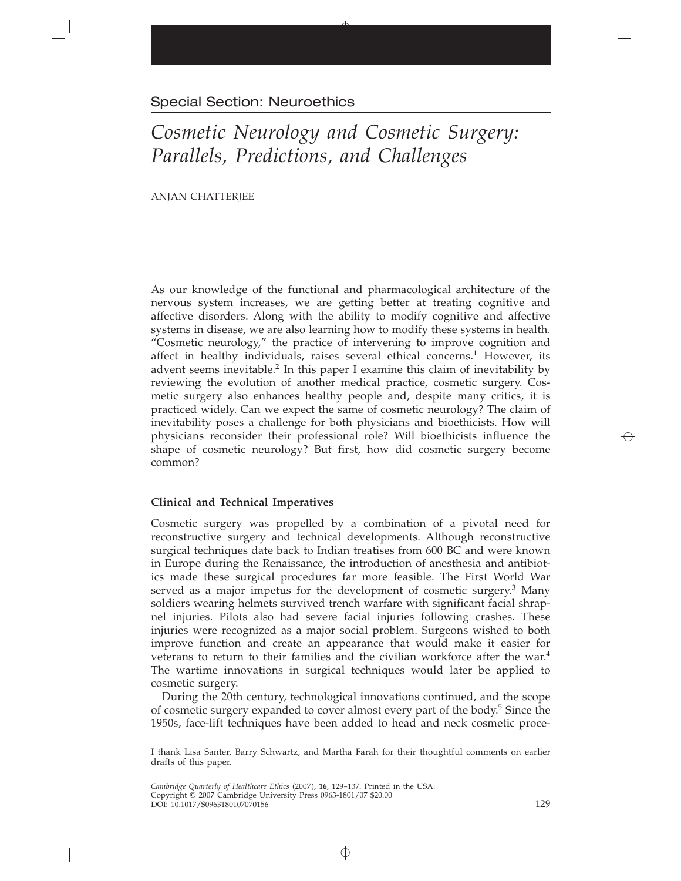Special Section: Neuroethics

# *Cosmetic Neurology and Cosmetic Surgery: Parallels, Predictions, and Challenges*

ANJAN CHATTERJEE

As our knowledge of the functional and pharmacological architecture of the nervous system increases, we are getting better at treating cognitive and affective disorders. Along with the ability to modify cognitive and affective systems in disease, we are also learning how to modify these systems in health. "Cosmetic neurology," the practice of intervening to improve cognition and affect in healthy individuals, raises several ethical concerns.[1] However, its advent seems inevitable.[2] In this paper I examine this claim of inevitability by reviewing the evolution of another medical practice, cosmetic surgery. Cosmetic surgery also enhances healthy people and, despite many critics, it is practiced widely. Can we expect the same of cosmetic neurology? The claim of inevitability poses a challenge for both physicians and bioethicists. How will physicians reconsider their professional role? Will bioethicists influence the shape of cosmetic neurology? But first, how did cosmetic surgery become common?

## Clinical and Technical Imperatives

Cosmetic surgery was propelled by a combination of a pivotal need for reconstructive surgery and technical developments. Although reconstructive surgical techniques date back to Indian treatises from 600 BC and were known in Europe during the Renaissance, the introduction of anesthesia and antibiotics made these surgical procedures far more feasible. The First World War served as a major impetus for the development of cosmetic surgery.[3] Many soldiers wearing helmets survived trench warfare with significant facial shrapnel injuries. Pilots also had severe facial injuries following crashes. These injuries were recognized as a major social problem. Surgeons wished to both improve function and create an appearance that would make it easier for veterans to return to their families and the civilian workforce after the war.[4] The wartime innovations in surgical techniques would later be applied to cosmetic surgery.

During the 20th century, technological innovations continued, and the scope of cosmetic surgery expanded to cover almost every part of the body.[5] Since the 1950s, face-lift techniques have been added to head and neck cosmetic proce-

I thank Lisa Santer, Barry Schwartz, and Martha Farah for their thoughtful comments on earlier drafts of this paper.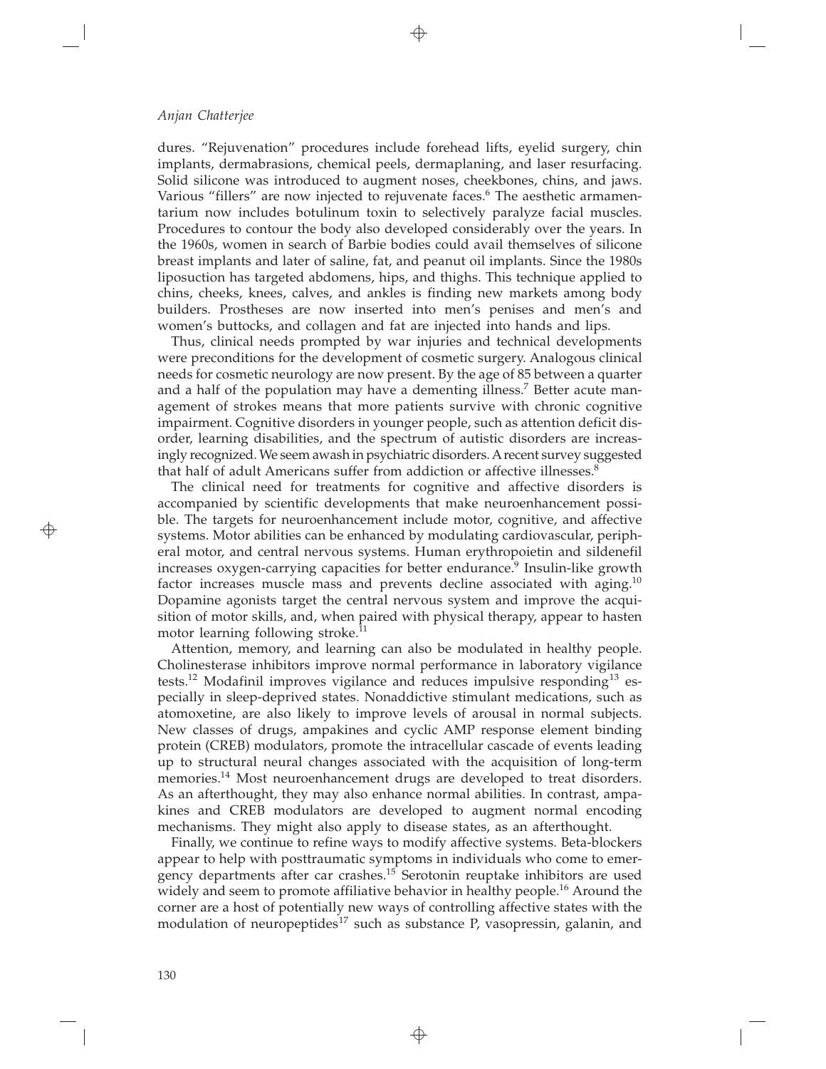dures. "Rejuvenation" procedures include forehead lifts, eyelid surgery, chin implants, dermabrasions, chemical peels, dermaplaning, and laser resurfacing. Solid silicone was introduced to augment noses, cheekbones, chins, and jaws. Various "fillers" are now injected to rejuvenate faces.[6] The aesthetic armamentarium now includes botulinum toxin to selectively paralyze facial muscles. Procedures to contour the body also developed considerably over the years. In the 1960s, women in search of Barbie bodies could avail themselves of silicone breast implants and later of saline, fat, and peanut oil implants. Since the 1980s liposuction has targeted abdomens, hips, and thighs. This technique applied to chins, cheeks, knees, calves, and ankles is finding new markets among body builders. Prostheses are now inserted into men's penises and men's and women's buttocks, and collagen and fat are injected into hands and lips.

Thus, clinical needs prompted by war injuries and technical developments were preconditions for the development of cosmetic surgery. Analogous clinical needs for cosmetic neurology are now present. By the age of 85 between a quarter and a half of the population may have a dementing illness.[7] Better acute management of strokes means that more patients survive with chronic cognitive impairment. Cognitive disorders in younger people, such as attention deficit disorder, learning disabilities, and the spectrum of autistic disorders are increasingly recognized. We seem awash in psychiatric disorders. A recent survey suggested that half of adult Americans suffer from addiction or affective illnesses.[8]

The clinical need for treatments for cognitive and affective disorders is accompanied by scientific developments that make neuroenhancement possible. The targets for neuroenhancement include motor, cognitive, and affective systems. Motor abilities can be enhanced by modulating cardiovascular, peripheral motor, and central nervous systems. Human erythropoietin and sildenefil increases oxygen-carrying capacities for better endurance.[9] Insulin-like growth factor increases muscle mass and prevents decline associated with aging.[10] Dopamine agonists target the central nervous system and improve the acquisition of motor skills, and, when paired with physical therapy, appear to hasten motor learning following stroke.[11]

Attention, memory, and learning can also be modulated in healthy people. Cholinesterase inhibitors improve normal performance in laboratory vigilance tests.[12] Modafinil improves vigilance and reduces impulsive responding[13] especially in sleep-deprived states. Nonaddictive stimulant medications, such as atomoxetine, are also likely to improve levels of arousal in normal subjects. New classes of drugs, ampakines and cyclic AMP response element binding protein (CREB) modulators, promote the intracellular cascade of events leading up to structural neural changes associated with the acquisition of long-term memories.[14] Most neuroenhancement drugs are developed to treat disorders. As an afterthought, they may also enhance normal abilities. In contrast, ampakines and CREB modulators are developed to augment normal encoding mechanisms. They might also apply to disease states, as an afterthought.

Finally, we continue to refine ways to modify affective systems. Beta-blockers appear to help with posttraumatic symptoms in individuals who come to emergency departments after car crashes.[15] Serotonin reuptake inhibitors are used widely and seem to promote affiliative behavior in healthy people.[16] Around the corner are a host of potentially new ways of controlling affective states with the modulation of neuropeptides[17] such as substance P, vasopressin, galanin, and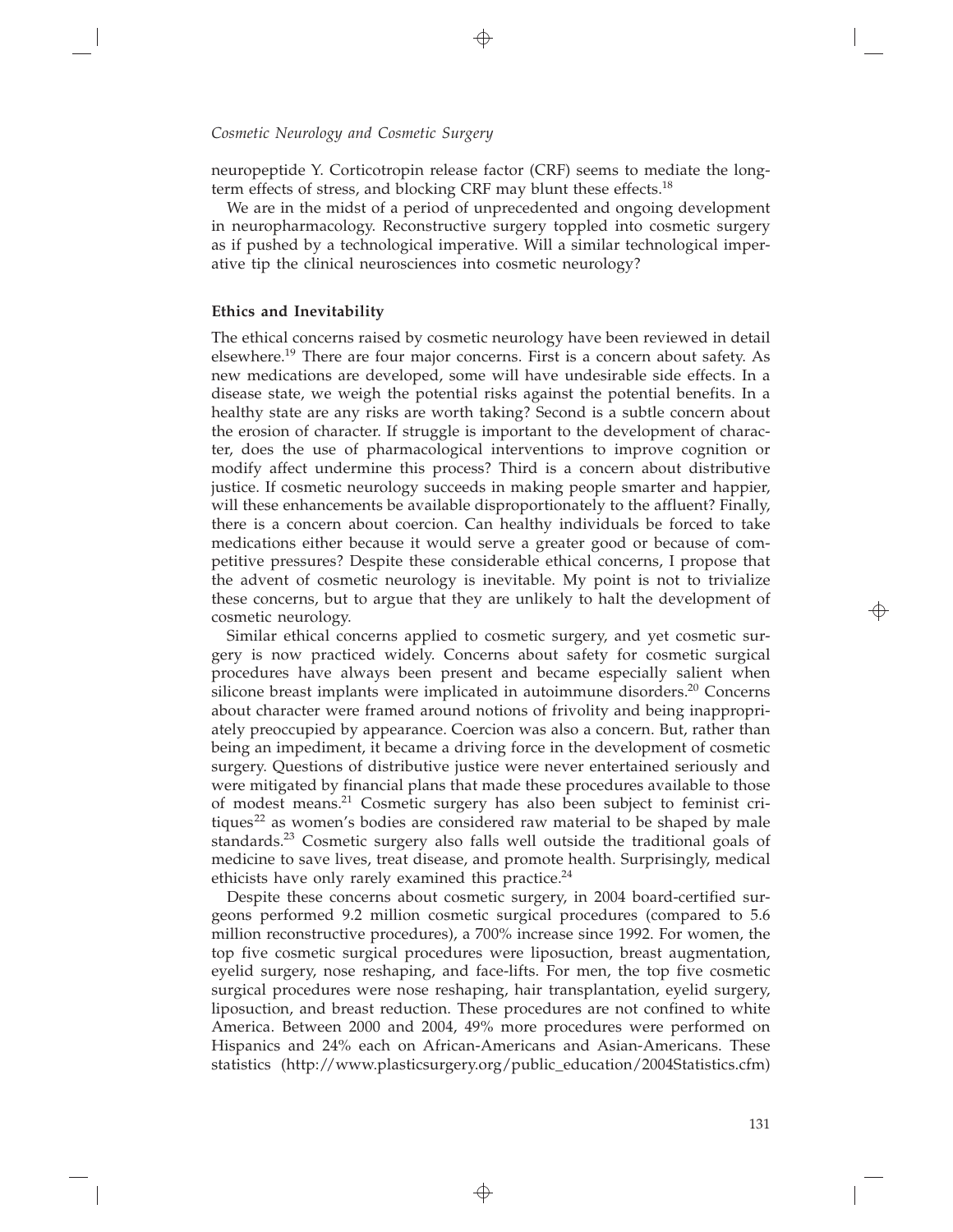neuropeptide Y. Corticotropin release factor (CRF) seems to mediate the long-term effects of stress, and blocking CRF may blunt these effects.[18]

We are in the midst of a period of unprecedented and ongoing development in neuropharmacology. Reconstructive surgery toppled into cosmetic surgery as if pushed by a technological imperative. Will a similar technological imperative tip the clinical neurosciences into cosmetic neurology?

### Ethics and Inevitability

The ethical concerns raised by cosmetic neurology have been reviewed in detail elsewhere.[19] There are four major concerns. First is a concern about safety. As new medications are developed, some will have undesirable side effects. In a disease state, we weigh the potential risks against the potential benefits. In a healthy state are any risks are worth taking? Second is a subtle concern about the erosion of character. If struggle is important to the development of character, does the use of pharmacological interventions to improve cognition or modify affect undermine this process? Third is a concern about distributive justice. If cosmetic neurology succeeds in making people smarter and happier, will these enhancements be available disproportionately to the affluent? Finally, there is a concern about coercion. Can healthy individuals be forced to take medications either because it would serve a greater good or because of competitive pressures? Despite these considerable ethical concerns, I propose that the advent of cosmetic neurology is inevitable. My point is not to trivialize these concerns, but to argue that they are unlikely to halt the development of cosmetic neurology.

Similar ethical concerns applied to cosmetic surgery, and yet cosmetic surgery is now practiced widely. Concerns about safety for cosmetic surgical procedures have always been present and became especially salient when silicone breast implants were implicated in autoimmune disorders.[20] Concerns about character were framed around notions of frivolity and being inappropriately preoccupied by appearance. Coercion was also a concern. But, rather than being an impediment, it became a driving force in the development of cosmetic surgery. Questions of distributive justice were never entertained seriously and were mitigated by financial plans that made these procedures available to those of modest means.[21] Cosmetic surgery has also been subject to feminist critiques[22] as women's bodies are considered raw material to be shaped by male standards.[23] Cosmetic surgery also falls well outside the traditional goals of medicine to save lives, treat disease, and promote health. Surprisingly, medical ethicists have only rarely examined this practice.[24]

Despite these concerns about cosmetic surgery, in 2004 board-certified surgeons performed 9.2 million cosmetic surgical procedures (compared to 5.6 million reconstructive procedures), a 700% increase since 1992. For women, the top five cosmetic surgical procedures were liposuction, breast augmentation, eyelid surgery, nose reshaping, and face-lifts. For men, the top five cosmetic surgical procedures were nose reshaping, hair transplantation, eyelid surgery, liposuction, and breast reduction. These procedures are not confined to white America. Between 2000 and 2004, 49% more procedures were performed on Hispanics and 24% each on African-Americans and Asian-Americans. These statistics (http://www.plasticsurgery.org/public_education/2004Statistics.cfm)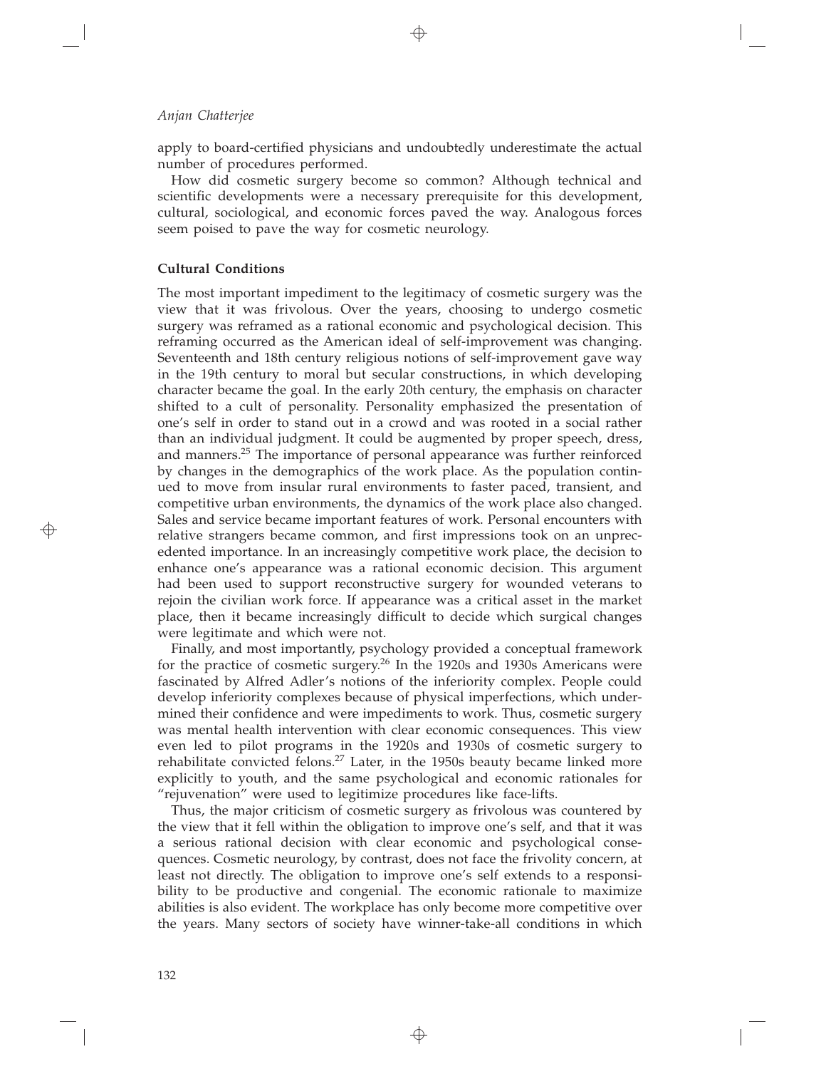apply to board-certified physicians and undoubtedly underestimate the actual number of procedures performed.

How did cosmetic surgery become so common? Although technical and scientific developments were a necessary prerequisite for this development, cultural, sociological, and economic forces paved the way. Analogous forces seem poised to pave the way for cosmetic neurology.

**Cultural Conditions**

The most important impediment to the legitimacy of cosmetic surgery was the view that it was frivolous. Over the years, choosing to undergo cosmetic surgery was reframed as a rational economic and psychological decision. This reframing occurred as the American ideal of self-improvement was changing. Seventeenth and 18th century religious notions of self-improvement gave way in the 19th century to moral but secular constructions, in which developing character became the goal. In the early 20th century, the emphasis on character shifted to a cult of personality. Personality emphasized the presentation of one's self in order to stand out in a crowd and was rooted in a social rather than an individual judgment. It could be augmented by proper speech, dress, and manners.[25] The importance of personal appearance was further reinforced by changes in the demographics of the work place. As the population continued to move from insular rural environments to faster paced, transient, and competitive urban environments, the dynamics of the work place also changed. Sales and service became important features of work. Personal encounters with relative strangers became common, and first impressions took on an unprecedented importance. In an increasingly competitive work place, the decision to enhance one's appearance was a rational economic decision. This argument had been used to support reconstructive surgery for wounded veterans to rejoin the civilian work force. If appearance was a critical asset in the market place, then it became increasingly difficult to decide which surgical changes were legitimate and which were not.

Finally, and most importantly, psychology provided a conceptual framework for the practice of cosmetic surgery.[26] In the 1920s and 1930s Americans were fascinated by Alfred Adler's notions of the inferiority complex. People could develop inferiority complexes because of physical imperfections, which undermined their confidence and were impediments to work. Thus, cosmetic surgery was mental health intervention with clear economic consequences. This view even led to pilot programs in the 1920s and 1930s of cosmetic surgery to rehabilitate convicted felons.[27] Later, in the 1950s beauty became linked more explicitly to youth, and the same psychological and economic rationales for "rejuvenation" were used to legitimize procedures like face-lifts.

Thus, the major criticism of cosmetic surgery as frivolous was countered by the view that it fell within the obligation to improve one's self, and that it was a serious rational decision with clear economic and psychological consequences. Cosmetic neurology, by contrast, does not face the frivolity concern, at least not directly. The obligation to improve one's self extends to a responsibility to be productive and congenial. The economic rationale to maximize abilities is also evident. The workplace has only become more competitive over the years. Many sectors of society have winner-take-all conditions in which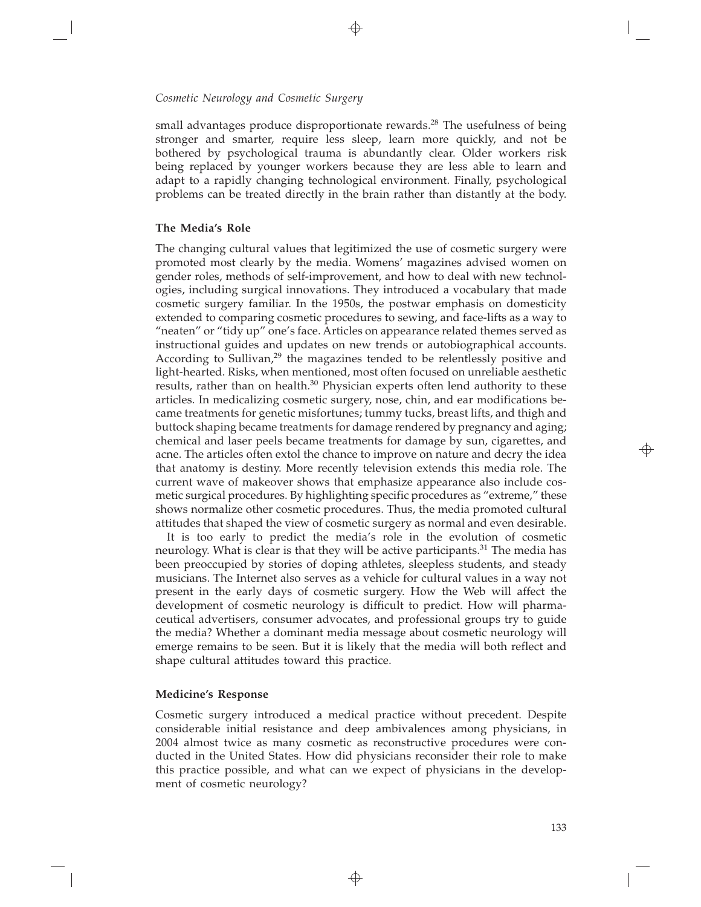small advantages produce disproportionate rewards.[28] The usefulness of being stronger and smarter, require less sleep, learn more quickly, and not be bothered by psychological trauma is abundantly clear. Older workers risk being replaced by younger workers because they are less able to learn and adapt to a rapidly changing technological environment. Finally, psychological problems can be treated directly in the brain rather than distantly at the body.

### The Media's Role

The changing cultural values that legitimized the use of cosmetic surgery were promoted most clearly by the media. Womens' magazines advised women on gender roles, methods of self-improvement, and how to deal with new technologies, including surgical innovations. They introduced a vocabulary that made cosmetic surgery familiar. In the 1950s, the postwar emphasis on domesticity extended to comparing cosmetic procedures to sewing, and face-lifts as a way to "neaten" or "tidy up" one's face. Articles on appearance related themes served as instructional guides and updates on new trends or autobiographical accounts. According to Sullivan,[29] the magazines tended to be relentlessly positive and light-hearted. Risks, when mentioned, most often focused on unreliable aesthetic results, rather than on health.[30] Physician experts often lend authority to these articles. In medicalizing cosmetic surgery, nose, chin, and ear modifications became treatments for genetic misfortunes; tummy tucks, breast lifts, and thigh and buttock shaping became treatments for damage rendered by pregnancy and aging; chemical and laser peels became treatments for damage by sun, cigarettes, and acne. The articles often extol the chance to improve on nature and decry the idea that anatomy is destiny. More recently television extends this media role. The current wave of makeover shows that emphasize appearance also include cosmetic surgical procedures. By highlighting specific procedures as "extreme," these shows normalize other cosmetic procedures. Thus, the media promoted cultural attitudes that shaped the view of cosmetic surgery as normal and even desirable.

It is too early to predict the media's role in the evolution of cosmetic neurology. What is clear is that they will be active participants.[31] The media has been preoccupied by stories of doping athletes, sleepless students, and steady musicians. The Internet also serves as a vehicle for cultural values in a way not present in the early days of cosmetic surgery. How the Web will affect the development of cosmetic neurology is difficult to predict. How will pharmaceutical advertisers, consumer advocates, and professional groups try to guide the media? Whether a dominant media message about cosmetic neurology will emerge remains to be seen. But it is likely that the media will both reflect and shape cultural attitudes toward this practice.

### Medicine's Response

Cosmetic surgery introduced a medical practice without precedent. Despite considerable initial resistance and deep ambivalences among physicians, in 2004 almost twice as many cosmetic as reconstructive procedures were conducted in the United States. How did physicians reconsider their role to make this practice possible, and what can we expect of physicians in the development of cosmetic neurology?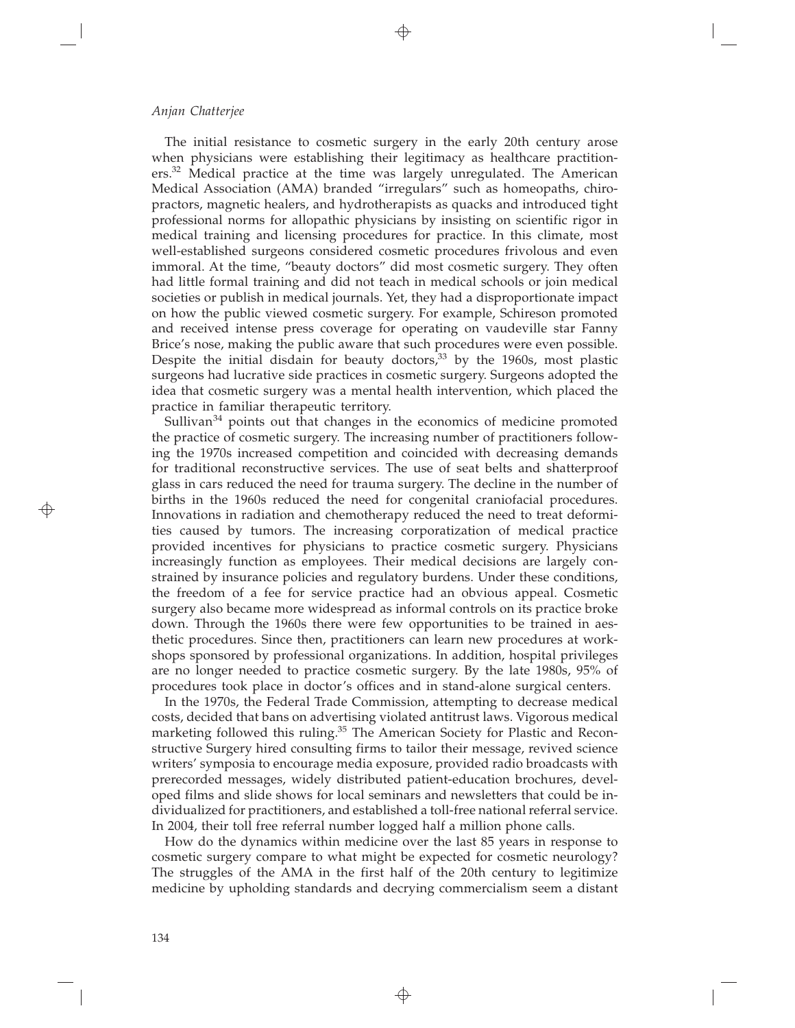The initial resistance to cosmetic surgery in the early 20th century arose when physicians were establishing their legitimacy as healthcare practitioners.[32] Medical practice at the time was largely unregulated. The American Medical Association (AMA) branded "irregulars" such as homeopaths, chiropractors, magnetic healers, and hydrotherapists as quacks and introduced tight professional norms for allopathic physicians by insisting on scientific rigor in medical training and licensing procedures for practice. In this climate, most well-established surgeons considered cosmetic procedures frivolous and even immoral. At the time, "beauty doctors" did most cosmetic surgery. They often had little formal training and did not teach in medical schools or join medical societies or publish in medical journals. Yet, they had a disproportionate impact on how the public viewed cosmetic surgery. For example, Schireson promoted and received intense press coverage for operating on vaudeville star Fanny Brice's nose, making the public aware that such procedures were even possible. Despite the initial disdain for beauty doctors,[33] by the 1960s, most plastic surgeons had lucrative side practices in cosmetic surgery. Surgeons adopted the idea that cosmetic surgery was a mental health intervention, which placed the practice in familiar therapeutic territory.

Sullivan[34] points out that changes in the economics of medicine promoted the practice of cosmetic surgery. The increasing number of practitioners following the 1970s increased competition and coincided with decreasing demands for traditional reconstructive services. The use of seat belts and shatterproof glass in cars reduced the need for trauma surgery. The decline in the number of births in the 1960s reduced the need for congenital craniofacial procedures. Innovations in radiation and chemotherapy reduced the need to treat deformities caused by tumors. The increasing corporatization of medical practice provided incentives for physicians to practice cosmetic surgery. Physicians increasingly function as employees. Their medical decisions are largely constrained by insurance policies and regulatory burdens. Under these conditions, the freedom of a fee for service practice had an obvious appeal. Cosmetic surgery also became more widespread as informal controls on its practice broke down. Through the 1960s there were few opportunities to be trained in aesthetic procedures. Since then, practitioners can learn new procedures at workshops sponsored by professional organizations. In addition, hospital privileges are no longer needed to practice cosmetic surgery. By the late 1980s, 95% of procedures took place in doctor's offices and in stand-alone surgical centers.

In the 1970s, the Federal Trade Commission, attempting to decrease medical costs, decided that bans on advertising violated antitrust laws. Vigorous medical marketing followed this ruling.[35] The American Society for Plastic and Reconstructive Surgery hired consulting firms to tailor their message, revived science writers' symposia to encourage media exposure, provided radio broadcasts with prerecorded messages, widely distributed patient-education brochures, developed films and slide shows for local seminars and newsletters that could be individualized for practitioners, and established a toll-free national referral service. In 2004, their toll free referral number logged half a million phone calls.

How do the dynamics within medicine over the last 85 years in response to cosmetic surgery compare to what might be expected for cosmetic neurology? The struggles of the AMA in the first half of the 20th century to legitimize medicine by upholding standards and decrying commercialism seem a distant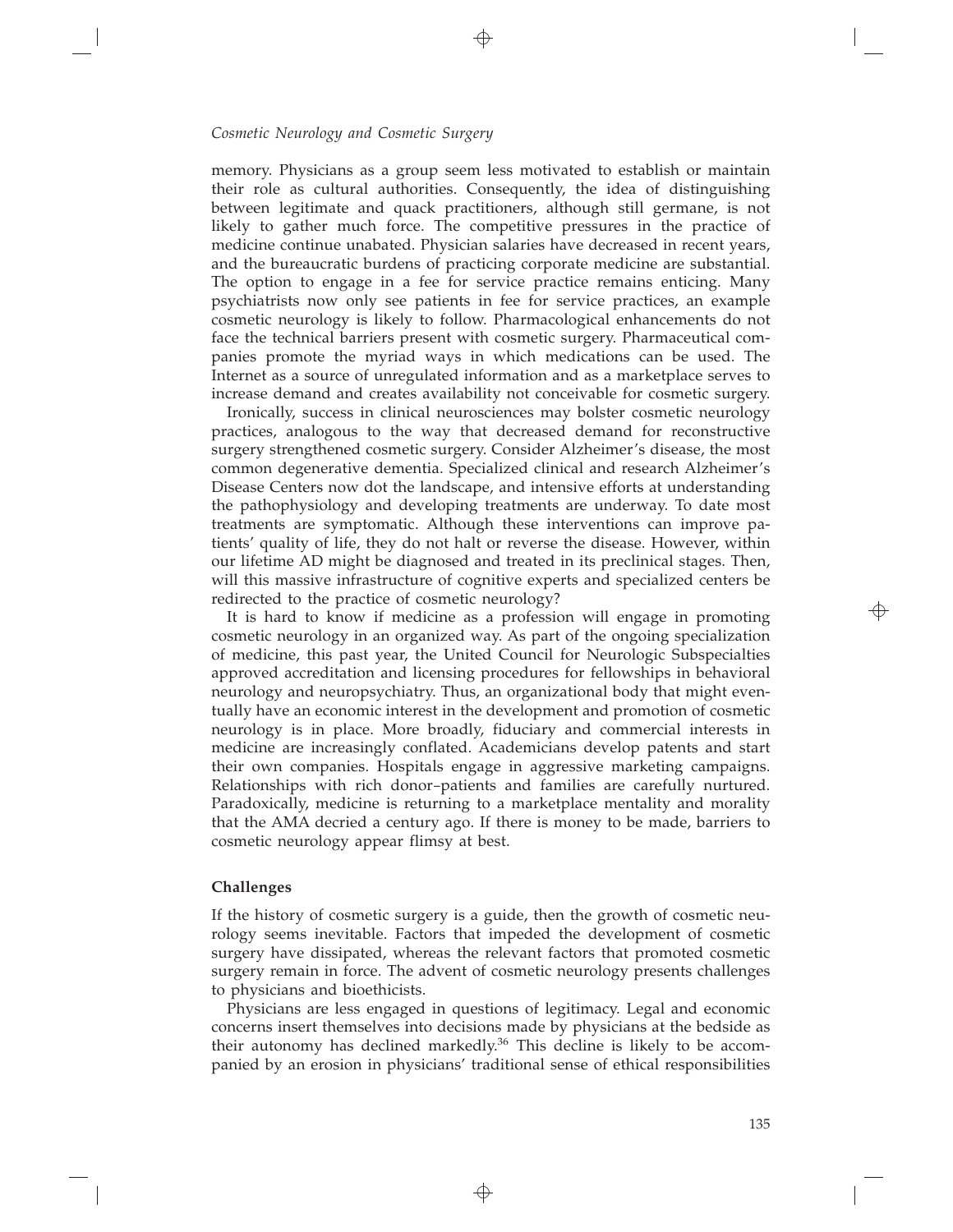memory. Physicians as a group seem less motivated to establish or maintain their role as cultural authorities. Consequently, the idea of distinguishing between legitimate and quack practitioners, although still germane, is not likely to gather much force. The competitive pressures in the practice of medicine continue unabated. Physician salaries have decreased in recent years, and the bureaucratic burdens of practicing corporate medicine are substantial. The option to engage in a fee for service practice remains enticing. Many psychiatrists now only see patients in fee for service practices, an example cosmetic neurology is likely to follow. Pharmacological enhancements do not face the technical barriers present with cosmetic surgery. Pharmaceutical companies promote the myriad ways in which medications can be used. The Internet as a source of unregulated information and as a marketplace serves to increase demand and creates availability not conceivable for cosmetic surgery.

Ironically, success in clinical neurosciences may bolster cosmetic neurology practices, analogous to the way that decreased demand for reconstructive surgery strengthened cosmetic surgery. Consider Alzheimer's disease, the most common degenerative dementia. Specialized clinical and research Alzheimer's Disease Centers now dot the landscape, and intensive efforts at understanding the pathophysiology and developing treatments are underway. To date most treatments are symptomatic. Although these interventions can improve patients' quality of life, they do not halt or reverse the disease. However, within our lifetime AD might be diagnosed and treated in its preclinical stages. Then, will this massive infrastructure of cognitive experts and specialized centers be redirected to the practice of cosmetic neurology?

It is hard to know if medicine as a profession will engage in promoting cosmetic neurology in an organized way. As part of the ongoing specialization of medicine, this past year, the United Council for Neurologic Subspecialties approved accreditation and licensing procedures for fellowships in behavioral neurology and neuropsychiatry. Thus, an organizational body that might eventually have an economic interest in the development and promotion of cosmetic neurology is in place. More broadly, fiduciary and commercial interests in medicine are increasingly conflated. Academicians develop patents and start their own companies. Hospitals engage in aggressive marketing campaigns. Relationships with rich donor–patients and families are carefully nurtured. Paradoxically, medicine is returning to a marketplace mentality and morality that the AMA decried a century ago. If there is money to be made, barriers to cosmetic neurology appear flimsy at best.

### Challenges

If the history of cosmetic surgery is a guide, then the growth of cosmetic neurology seems inevitable. Factors that impeded the development of cosmetic surgery have dissipated, whereas the relevant factors that promoted cosmetic surgery remain in force. The advent of cosmetic neurology presents challenges to physicians and bioethicists.

Physicians are less engaged in questions of legitimacy. Legal and economic concerns insert themselves into decisions made by physicians at the bedside as their autonomy has declined markedly.[36] This decline is likely to be accompanied by an erosion in physicians' traditional sense of ethical responsibilities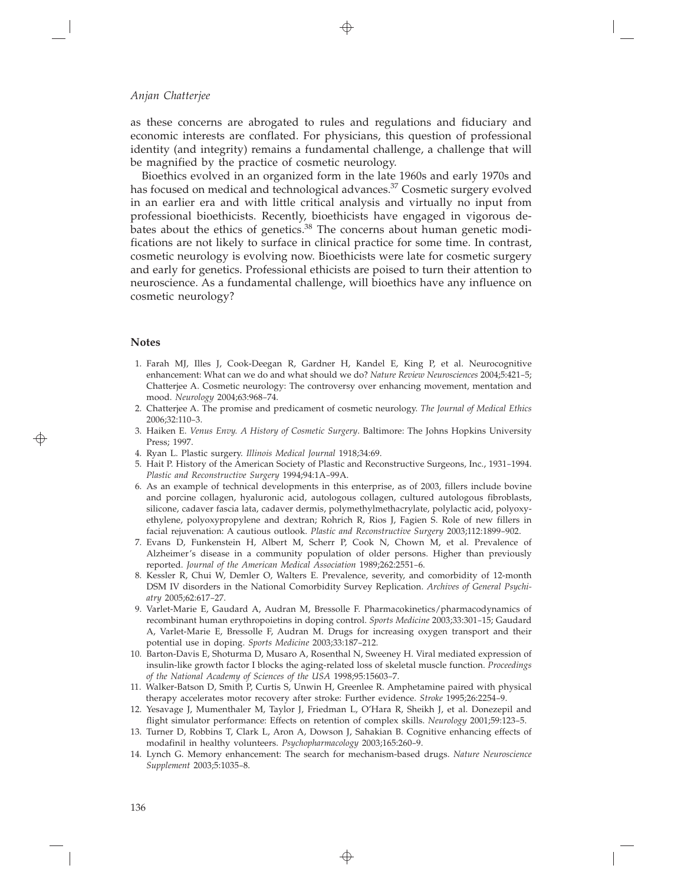as these concerns are abrogated to rules and regulations and fiduciary and economic interests are conflated. For physicians, this question of professional identity (and integrity) remains a fundamental challenge, a challenge that will be magnified by the practice of cosmetic neurology.

Bioethics evolved in an organized form in the late 1960s and early 1970s and has focused on medical and technological advances.[37] Cosmetic surgery evolved in an earlier era and with little critical analysis and virtually no input from professional bioethicists. Recently, bioethicists have engaged in vigorous debates about the ethics of genetics.[38] The concerns about human genetic modifications are not likely to surface in clinical practice for some time. In contrast, cosmetic neurology is evolving now. Bioethicists were late for cosmetic surgery and early for genetics. Professional ethicists are poised to turn their attention to neuroscience. As a fundamental challenge, will bioethics have any influence on cosmetic neurology?

## Notes

1. Farah MJ, Illes J, Cook-Deegan R, Gardner H, Kandel E, King P, et al. Neurocognitive enhancement: What can we do and what should we do? *Nature Review Neurosciences* 2004;5:421–5; Chatterjee A. Cosmetic neurology: The controversy over enhancing movement, mentation and mood. *Neurology* 2004;63:968–74.
2. Chatterjee A. The promise and predicament of cosmetic neurology. *The Journal of Medical Ethics* 2006;32:110–3.
3. Haiken E. *Venus Envy. A History of Cosmetic Surgery*. Baltimore: The Johns Hopkins University Press; 1997.
4. Ryan L. Plastic surgery. *Illinois Medical Journal* 1918;34:69.
5. Hait P. History of the American Society of Plastic and Reconstructive Surgeons, Inc., 1931–1994. *Plastic and Reconstructive Surgery* 1994;94:1A–99A.
6. As an example of technical developments in this enterprise, as of 2003, fillers include bovine and porcine collagen, hyaluronic acid, autologous collagen, cultured autologous fibroblasts, silicone, cadaver fascia lata, cadaver dermis, polymethylmethacrylate, polylactic acid, polyoxyethylene, polyoxypropylene and dextran; Rohrich R, Rios J, Fagien S. Role of new fillers in facial rejuvenation: A cautious outlook. *Plastic and Reconstructive Surgery* 2003;112:1899–902.
7. Evans D, Funkenstein H, Albert M, Scherr P, Cook N, Chown M, et al. Prevalence of Alzheimer's disease in a community population of older persons. Higher than previously reported. *Journal of the American Medical Association* 1989;262:2551–6.
8. Kessler R, Chui W, Demler O, Walters E. Prevalence, severity, and comorbidity of 12-month DSM IV disorders in the National Comorbidity Survey Replication. *Archives of General Psychiatry* 2005;62:617–27.
9. Varlet-Marie E, Gaudard A, Audran M, Bressolle F. Pharmacokinetics/pharmacodynamics of recombinant human erythropoietins in doping control. *Sports Medicine* 2003;33:301–15; Gaudard A, Varlet-Marie E, Bressolle F, Audran M. Drugs for increasing oxygen transport and their potential use in doping. *Sports Medicine* 2003;33:187–212.
10. Barton-Davis E, Shoturma D, Musaro A, Rosenthal N, Sweeney H. Viral mediated expression of insulin-like growth factor I blocks the aging-related loss of skeletal muscle function. *Proceedings of the National Academy of Sciences of the USA* 1998;95:15603–7.
11. Walker-Batson D, Smith P, Curtis S, Unwin H, Greenlee R. Amphetamine paired with physical therapy accelerates motor recovery after stroke: Further evidence. *Stroke* 1995;26:2254–9.
12. Yesavage J, Mumenthaler M, Taylor J, Friedman L, O'Hara R, Sheikh J, et al. Donezepil and flight simulator performance: Effects on retention of complex skills. *Neurology* 2001;59:123–5.
13. Turner D, Robbins T, Clark L, Aron A, Dowson J, Sahakian B. Cognitive enhancing effects of modafinil in healthy volunteers. *Psychopharmacology* 2003;165:260–9.
14. Lynch G. Memory enhancement: The search for mechanism-based drugs. *Nature Neuroscience Supplement* 2003;5:1035–8.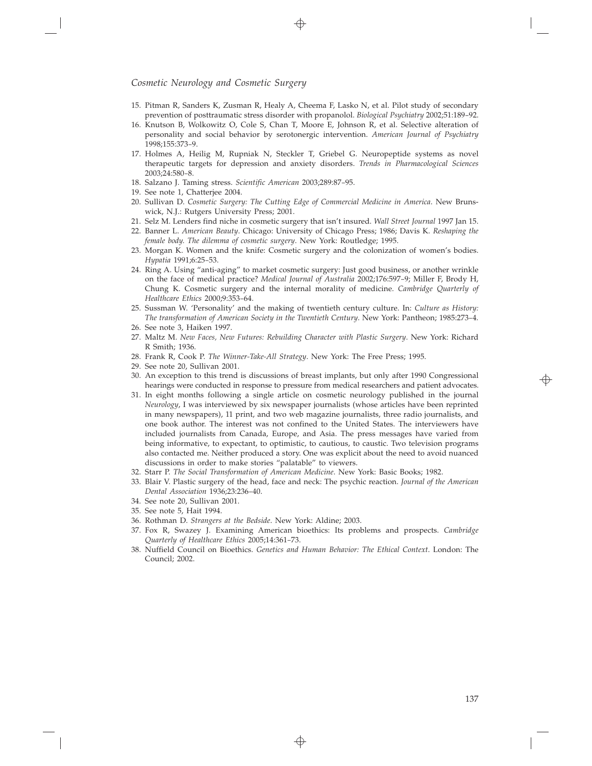15. Pitman R, Sanders K, Zusman R, Healy A, Cheema F, Lasko N, et al. Pilot study of secondary prevention of posttraumatic stress disorder with propanolol. *Biological Psychiatry* 2002;51:189–92.
16. Knutson B, Wolkowitz O, Cole S, Chan T, Moore E, Johnson R, et al. Selective alteration of personality and social behavior by serotonergic intervention. *American Journal of Psychiatry* 1998;155:373–9.
17. Holmes A, Heilig M, Rupniak N, Steckler T, Griebel G. Neuropeptide systems as novel therapeutic targets for depression and anxiety disorders. *Trends in Pharmacological Sciences* 2003;24:580–8.
18. Salzano J. Taming stress. *Scientific American* 2003;289:87–95.
19. See note 1, Chatterjee 2004.
20. Sullivan D. *Cosmetic Surgery: The Cutting Edge of Commercial Medicine in America*. New Brunswick, N.J.: Rutgers University Press; 2001.
21. Selz M. Lenders find niche in cosmetic surgery that isn't insured. *Wall Street Journal* 1997 Jan 15.
22. Banner L. *American Beauty*. Chicago: University of Chicago Press; 1986; Davis K. *Reshaping the female body. The dilemma of cosmetic surgery*. New York: Routledge; 1995.
23. Morgan K. Women and the knife: Cosmetic surgery and the colonization of women's bodies. *Hypatia* 1991;6:25–53.
24. Ring A. Using "anti-aging" to market cosmetic surgery: Just good business, or another wrinkle on the face of medical practice? *Medical Journal of Australia* 2002;176:597–9; Miller F, Brody H, Chung K. Cosmetic surgery and the internal morality of medicine. *Cambridge Quarterly of Healthcare Ethics* 2000;9:353–64.
25. Sussman W. 'Personality' and the making of twentieth century culture. In: *Culture as History: The transformation of American Society in the Twentieth Century*. New York: Pantheon; 1985:273–4.
26. See note 3, Haiken 1997.
27. Maltz M. *New Faces, New Futures: Rebuilding Character with Plastic Surgery*. New York: Richard R Smith; 1936.
28. Frank R, Cook P. *The Winner-Take-All Strategy*. New York: The Free Press; 1995.
29. See note 20, Sullivan 2001.
30. An exception to this trend is discussions of breast implants, but only after 1990 Congressional hearings were conducted in response to pressure from medical researchers and patient advocates.
31. In eight months following a single article on cosmetic neurology published in the journal *Neurology*, I was interviewed by six newspaper journalists (whose articles have been reprinted in many newspapers), 11 print, and two web magazine journalists, three radio journalists, and one book author. The interest was not confined to the United States. The interviewers have included journalists from Canada, Europe, and Asia. The press messages have varied from being informative, to expectant, to optimistic, to cautious, to caustic. Two television programs also contacted me. Neither produced a story. One was explicit about the need to avoid nuanced discussions in order to make stories "palatable" to viewers.
32. Starr P. *The Social Transformation of American Medicine*. New York: Basic Books; 1982.
33. Blair V. Plastic surgery of the head, face and neck: The psychic reaction. *Journal of the American Dental Association* 1936;23:236–40.
34. See note 20, Sullivan 2001.
35. See note 5, Hait 1994.
36. Rothman D. *Strangers at the Bedside*. New York: Aldine; 2003.
37. Fox R, Swazey J. Examining American bioethics: Its problems and prospects. *Cambridge Quarterly of Healthcare Ethics* 2005;14:361–73.
38. Nuffield Council on Bioethics. *Genetics and Human Behavior: The Ethical Context*. London: The Council; 2002.